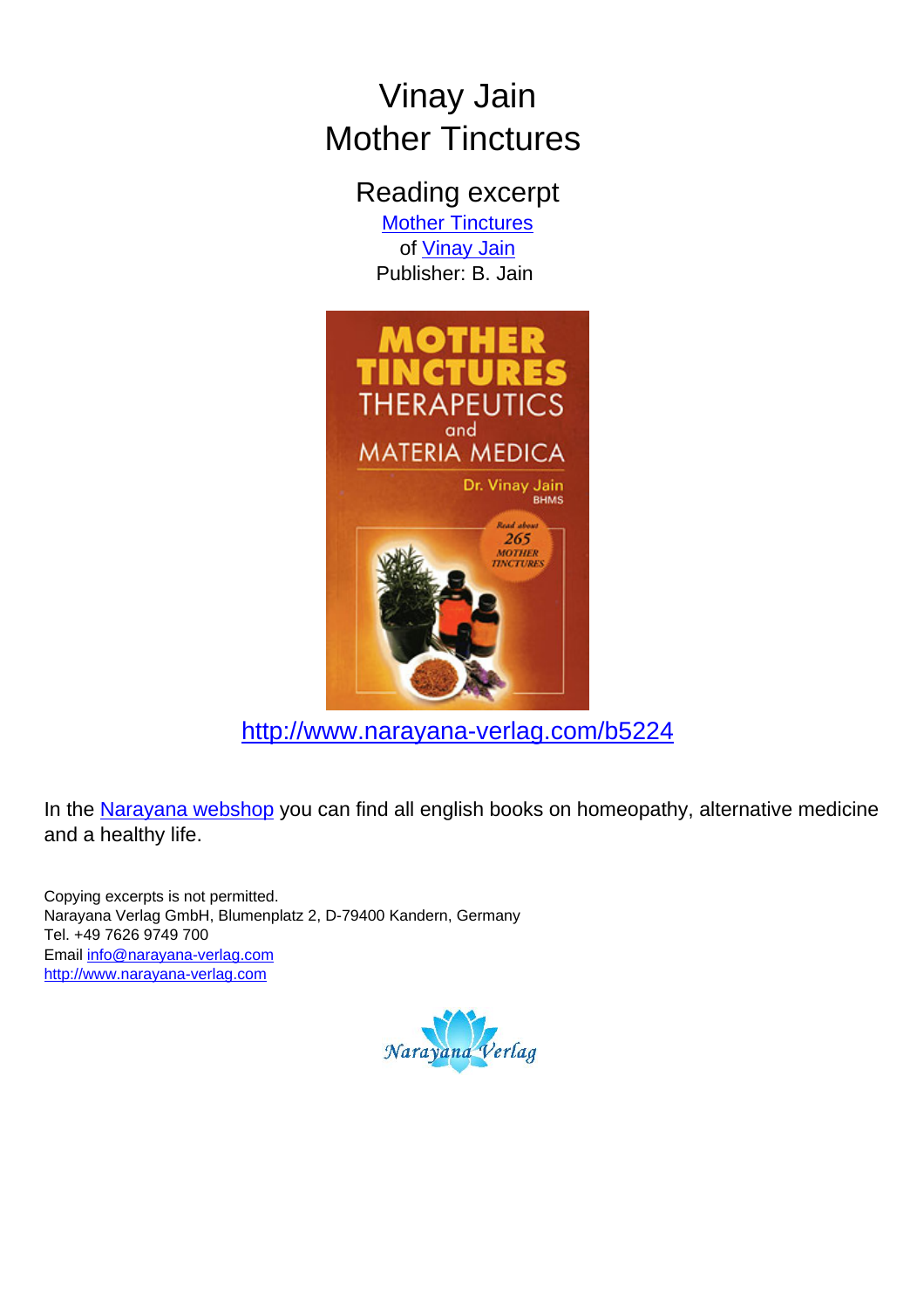# Vinay Jain
# Mother Tinctures

## Reading excerpt

Mother Tinctures
of Vinay Jain
Publisher: B. Jain

http://www.narayana-verlag.com/b5224

In the Narayana webshop you can find all english books on homeopathy, alternative medicine and a healthy life.

Copying excerpts is not permitted.
Narayana Verlag GmbH, Blumenplatz 2, D-79400 Kandern, Germany
Tel. +49 7626 9749 700
Email info@narayana-verlag.com
http://www.narayana-verlag.com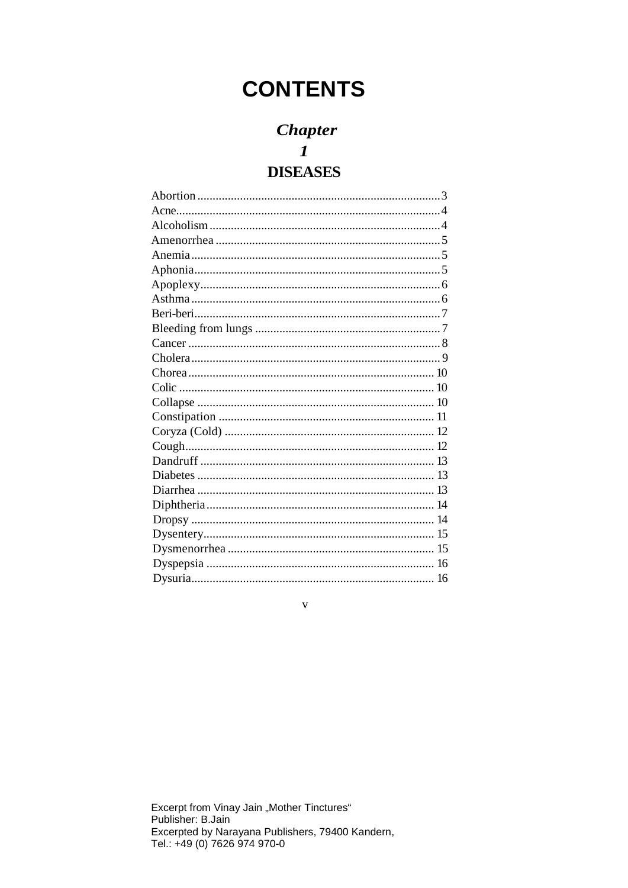# CONTENTS

## *Chapter 1*

## DISEASES

Abortion ................................................................................ 3
Acne...................................................................................... 4
Alcoholism ........................................................................... 4
Amenorrhea ......................................................................... 5
Anemia ................................................................................. 5
Aphonia................................................................................. 5
Apoplexy.............................................................................. 6
Asthma ................................................................................. 6
Beri-beri................................................................................ 7
Bleeding from lungs ............................................................. 7
Cancer .................................................................................. 8
Cholera ................................................................................. 9
Chorea ................................................................................ 10
Colic ................................................................................... 10
Collapse ............................................................................. 10
Constipation ...................................................................... 11
Coryza (Cold) .................................................................... 12
Cough................................................................................. 12
Dandruff ............................................................................ 13
Diabetes ............................................................................. 13
Diarrhea ............................................................................. 13
Diphtheria .......................................................................... 14
Dropsy ............................................................................... 14
Dysentery........................................................................... 15
Dysmenorrhea ................................................................... 15
Dyspepsia .......................................................................... 16
Dysuria............................................................................... 16

Excerpt from Vinay Jain „Mother Tinctures"
Publisher: B.Jain
Excerpted by Narayana Publishers, 79400 Kandern,
Tel.: +49 (0) 7626 974 970-0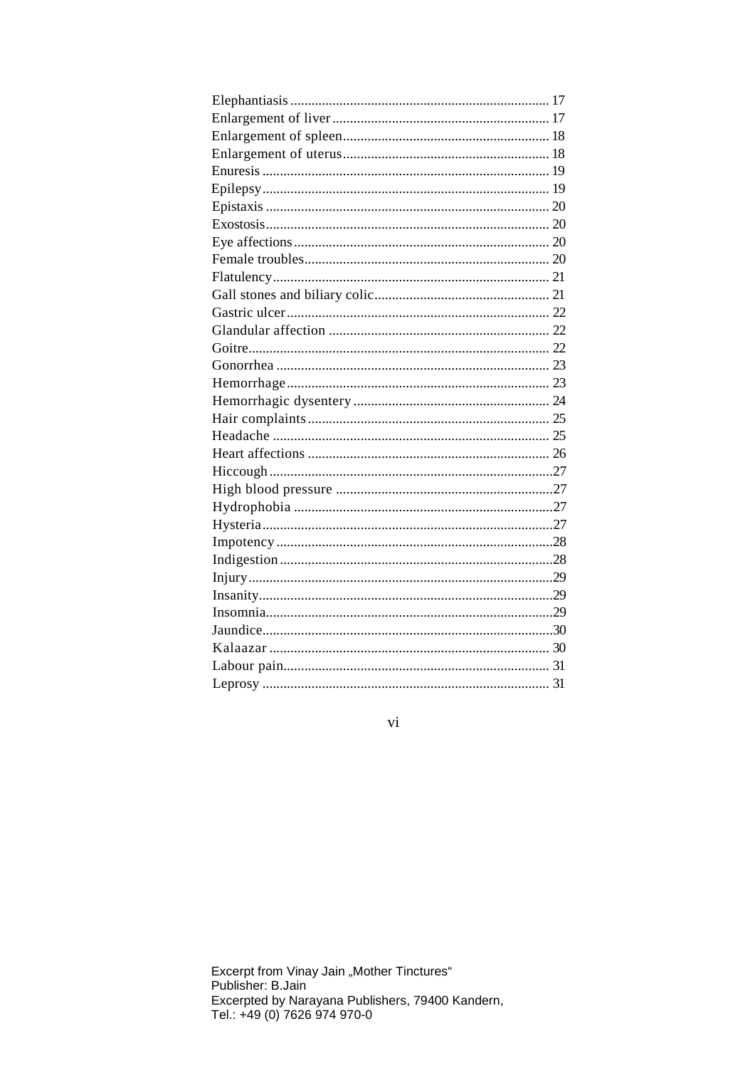Elephantiasis ......................................................................... 17
Enlargement of liver ............................................................. 17
Enlargement of spleen........................................................... 18
Enlargement of uterus........................................................... 18
Enuresis ................................................................................. 19
Epilepsy................................................................................. 19
Epistaxis ................................................................................ 20
Exostosis................................................................................ 20
Eye affections ........................................................................ 20
Female troubles..................................................................... 20
Flatulency.............................................................................. 21
Gall stones and biliary colic.................................................. 21
Gastric ulcer ........................................................................... 22
Glandular affection ............................................................... 22
Goitre..................................................................................... 22
Gonorrhea ............................................................................. 23
Hemorrhage........................................................................... 23
Hemorrhagic dysentery ........................................................ 24
Hair complaints .................................................................... 25
Headache .............................................................................. 25
Heart affections .................................................................... 26
Hiccough ................................................................................27
High blood pressure .............................................................27
Hydrophobia .........................................................................27
Hysteria..................................................................................27
Impotency ..............................................................................28
Indigestion .............................................................................28
Injury......................................................................................29
Insanity...................................................................................29
Insomnia.................................................................................29
Jaundice..................................................................................30
Kalaazar ............................................................................... 30
Labour pain........................................................................... 31
Leprosy ................................................................................. 31

Excerpt from Vinay Jain „Mother Tinctures“
Publisher: B.Jain
Excerpted by Narayana Publishers, 79400 Kandern,
Tel.: +49 (0) 7626 974 970-0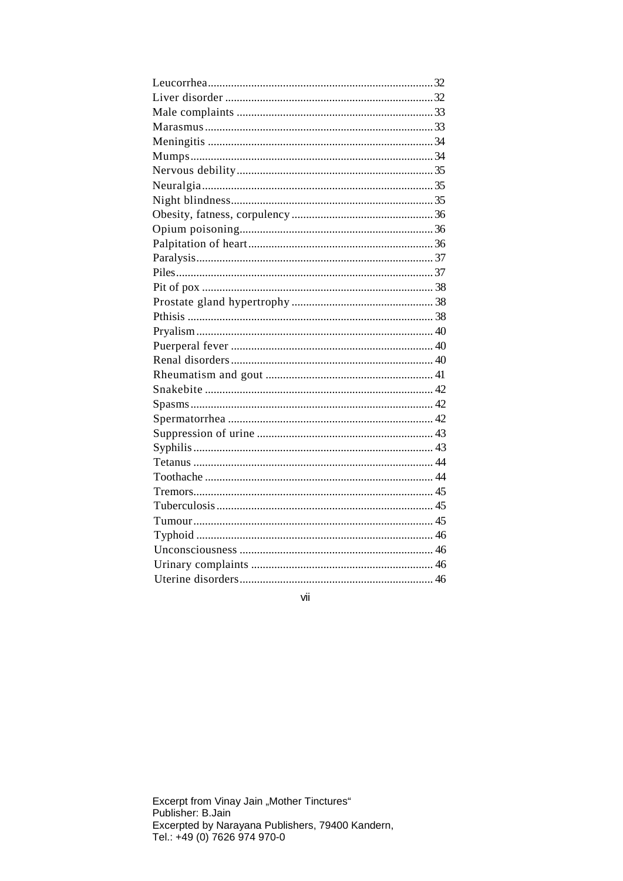Leucorrhea ............................................................................ 32
Liver disorder ....................................................................... 32
Male complaints .................................................................... 33
Marasmus .............................................................................. 33
Meningitis ............................................................................. 34
Mumps ................................................................................... 34
Nervous debility .................................................................... 35
Neuralgia ............................................................................... 35
Night blindness ...................................................................... 35
Obesity, fatness, corpulency ................................................. 36
Opium poisoning .................................................................... 36
Palpitation of heart ................................................................ 36
Paralysis ................................................................................ 37
Piles ....................................................................................... 37
Pit of pox ............................................................................... 38
Prostate gland hypertrophy ................................................... 38
Pthisis .................................................................................... 38
Pryalism ................................................................................. 40
Puerperal fever ...................................................................... 40
Renal disorders ...................................................................... 40
Rheumatism and gout ........................................................... 41
Snakebite ............................................................................... 42
Spasms .................................................................................. 42
Spermatorrhea ....................................................................... 42
Suppression of urine ............................................................. 43
Syphilis .................................................................................. 43
Tetanus .................................................................................. 44
Toothache .............................................................................. 44
Tremors .................................................................................. 45
Tuberculosis .......................................................................... 45
Tumour .................................................................................. 45
Typhoid ................................................................................. 46
Unconsciousness .................................................................. 46
Urinary complaints ............................................................... 46
Uterine disorders .................................................................. 46

Excerpt from Vinay Jain „Mother Tinctures“
Publisher: B.Jain
Excerpted by Narayana Publishers, 79400 Kandern,
Tel.: +49 (0) 7626 974 970-0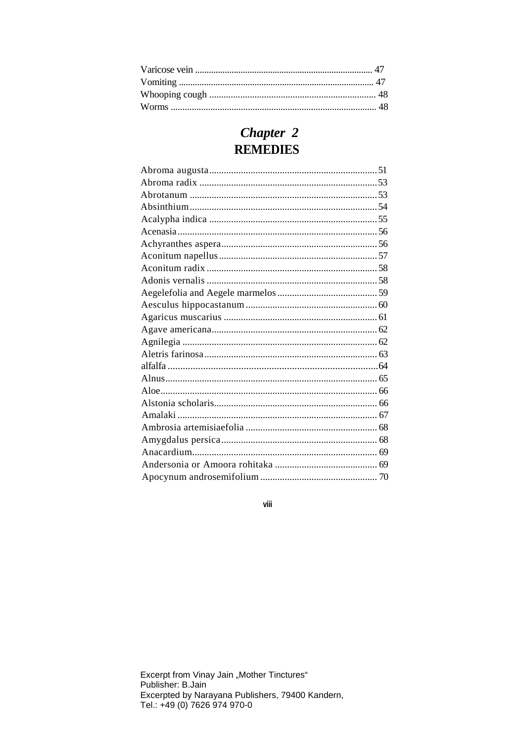Varicose vein ........................................................................... 47
Vomiting .................................................................................. 47
Whooping cough ..................................................................... 48
Worms ...................................................................................... 48

# *Chapter 2*
# REMEDIES

Abroma augusta ..................................................................... 51
Abroma radix ......................................................................... 53
Abrotanum ............................................................................. 53
Absinthium ............................................................................. 54
Acalypha indica ..................................................................... 55
Acenasia .................................................................................. 56
Achyranthes aspera ................................................................ 56
Aconitum napellus ................................................................. 57
Aconitum radix ...................................................................... 58
Adonis vernalis ...................................................................... 58
Aegelefolia and Aegele marmelos ......................................... 59
Aesculus hippocastanum ....................................................... 60
Agaricus muscarius ............................................................... 61
Agave americana .................................................................... 62
Agnilegia ................................................................................ 62
Aletris farinosa ....................................................................... 63
alfalfa ...................................................................................... 64
Alnus ....................................................................................... 65
Aloe ......................................................................................... 66
Alstonia scholaris ................................................................... 66
Amalaki .................................................................................. 67
Ambrosia artemisiaefolia ...................................................... 68
Amygdalus persica ................................................................. 68
Anacardium ............................................................................ 69
Andersonia or Amoora rohitaka ........................................... 69
Apocynum androsemifolium ................................................ 70

Excerpt from Vinay Jain „Mother Tinctures"
Publisher: B.Jain
Excerpted by Narayana Publishers, 79400 Kandern,
Tel.: +49 (0) 7626 974 970-0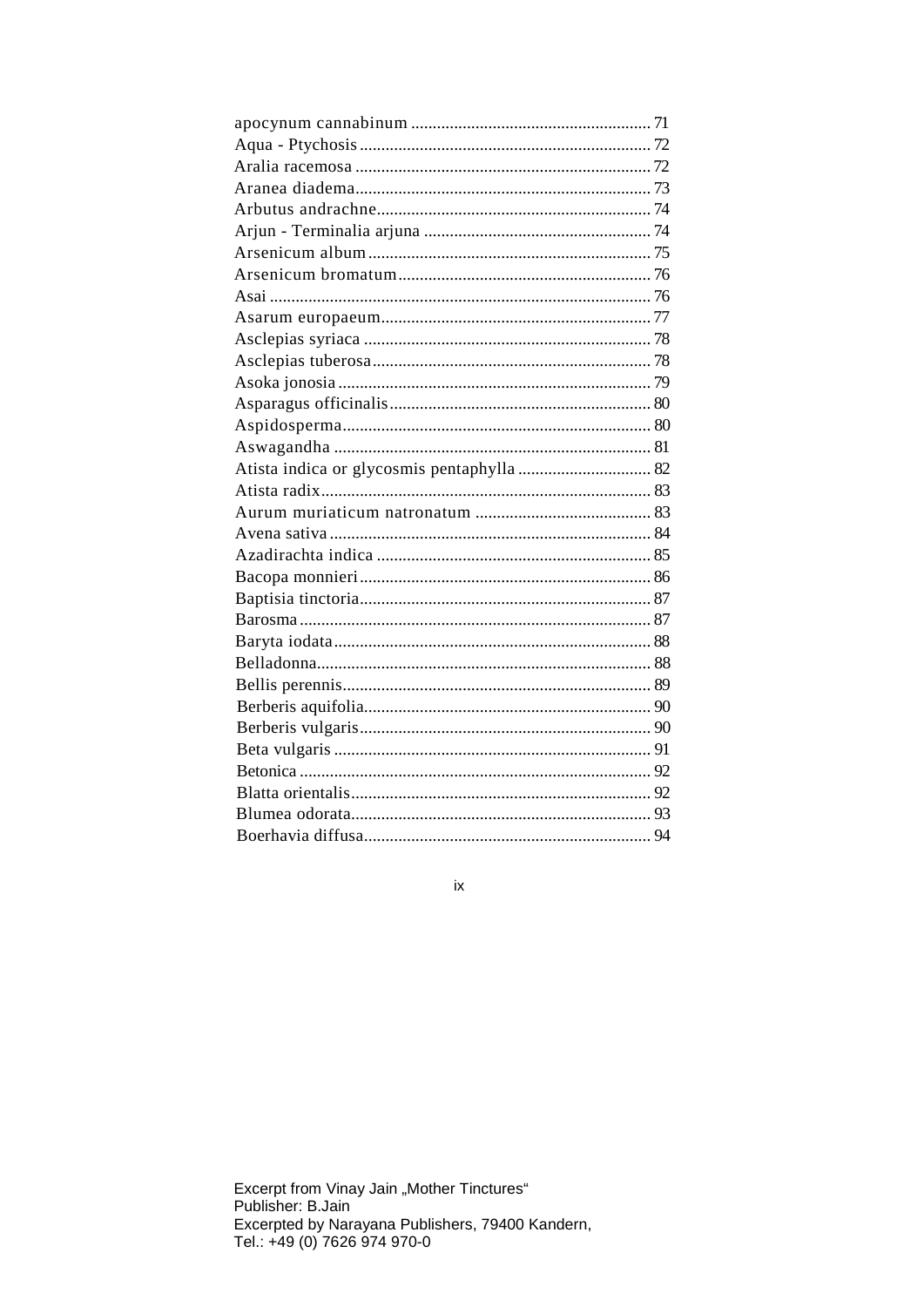apocynum cannabinum ........................................................ 71
Aqua - Ptychosis .................................................................... 72
Aralia racemosa ..................................................................... 72
Aranea diadema...................................................................... 73
Arbutus andrachne.................................................................. 74
Arjun - Terminalia arjuna ...................................................... 74
Arsenicum album ................................................................... 75
Arsenicum bromatum............................................................. 76
Asai ......................................................................................... 76
Asarum europaeum................................................................ 77
Asclepias syriaca .................................................................... 78
Asclepias tuberosa.................................................................. 78
Asoka jonosia ......................................................................... 79
Asparagus officinalis.............................................................. 80
Aspidosperma......................................................................... 80
Aswagandha ........................................................................... 81
Atista indica or glycosmis pentaphylla ................................ 82
Atista radix............................................................................. 83
Aurum muriaticum natronatum ........................................... 83
Avena sativa ........................................................................... 84
Azadirachta indica ................................................................. 85
Bacopa monnieri .................................................................... 86
Baptisia tinctoria.................................................................... 87
Barosma .................................................................................. 87
Baryta iodata........................................................................... 88
Belladonna.............................................................................. 88
Bellis perennis........................................................................ 89
Berberis aquifolia................................................................... 90
Berberis vulgaris.................................................................... 90
Beta vulgaris .......................................................................... 91
Betonica .................................................................................. 92
Blatta orientalis...................................................................... 92
Blumea odorata...................................................................... 93
Boerhavia diffusa................................................................... 94

Excerpt from Vinay Jain „Mother Tinctures“
Publisher: B.Jain
Excerpted by Narayana Publishers, 79400 Kandern,
Tel.: +49 (0) 7626 974 970-0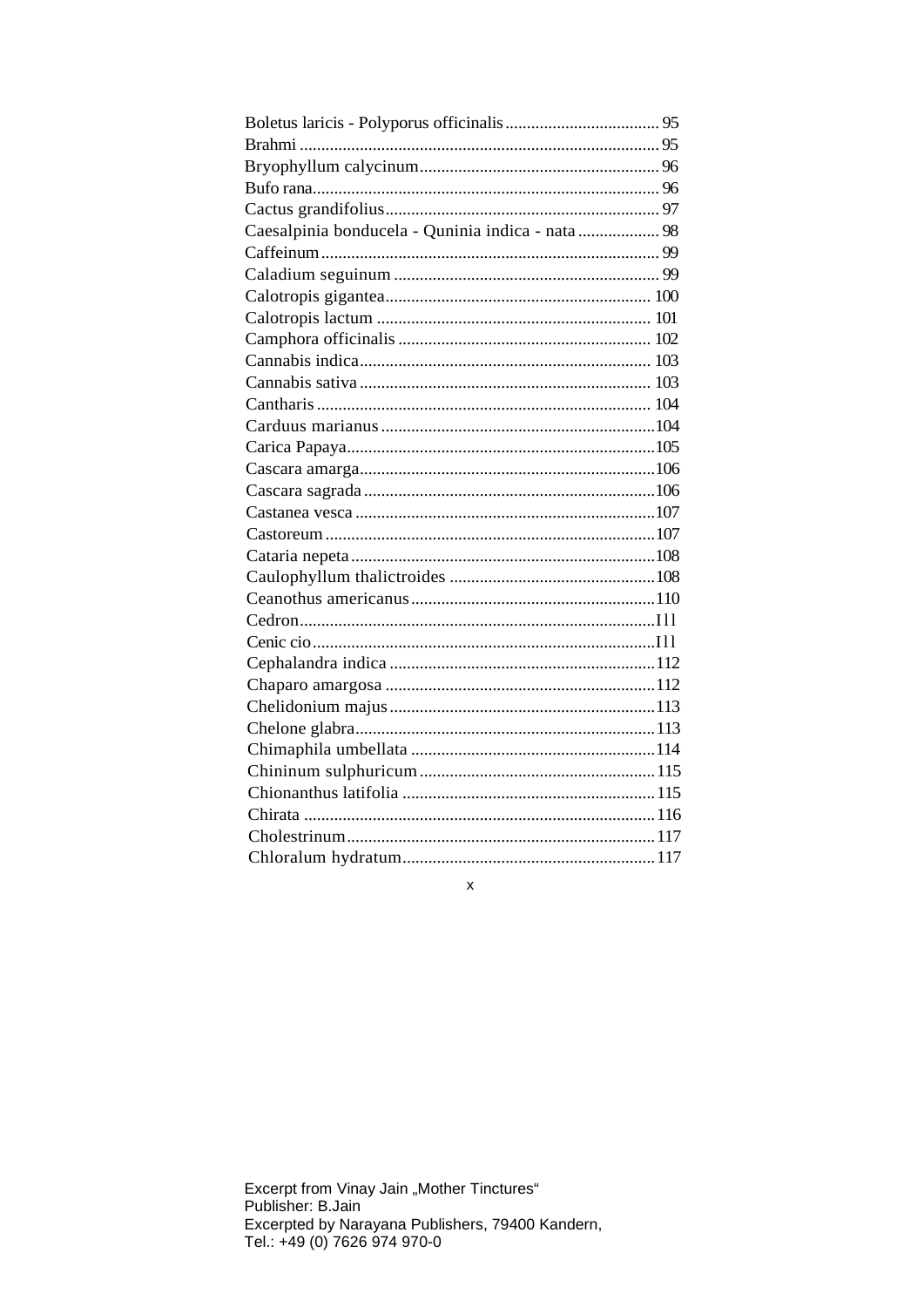Boletus laricis - Polyporus officinalis .................................... 95
Brahmi .................................................................................... 95
Bryophyllum calycinum ........................................................ 96
Bufo rana ................................................................................. 96
Cactus grandifolius ................................................................ 97
Caesalpinia bonducela - Quninia indica - nata ................... 98
Caffeinum ............................................................................... 99
Caladium seguinum .............................................................. 99
Calotropis gigantea .............................................................. 100
Calotropis lactum ................................................................ 101
Camphora officinalis ........................................................... 102
Cannabis indica .................................................................... 103
Cannabis sativa .................................................................... 103
Cantharis .............................................................................. 104
Carduus marianus ................................................................ 104
Carica Papaya ....................................................................... 105
Cascara amarga .................................................................... 106
Cascara sagrada .................................................................... 106
Castanea vesca ..................................................................... 107
Castoreum ............................................................................. 107
Cataria nepeta ....................................................................... 108
Caulophyllum thalictroides ................................................ 108
Ceanothus americanus ......................................................... 110
Cedron .................................................................................. I1l
Cenic cio ............................................................................... I1l
Cephalandra indica .............................................................. 112
Chaparo amargosa ............................................................... 112
Chelidonium majus .............................................................. 113
Chelone glabra ...................................................................... 113
Chimaphila umbellata ......................................................... 114
Chininum sulphuricum ....................................................... 115
Chionanthus latifolia ........................................................... 115
Chirata .................................................................................. 116
Cholestrinum ........................................................................ 117
Chloralum hydratum ............................................................ 117

Excerpt from Vinay Jain „Mother Tinctures"
Publisher: B.Jain
Excerpted by Narayana Publishers, 79400 Kandern,
Tel.: +49 (0) 7626 974 970-0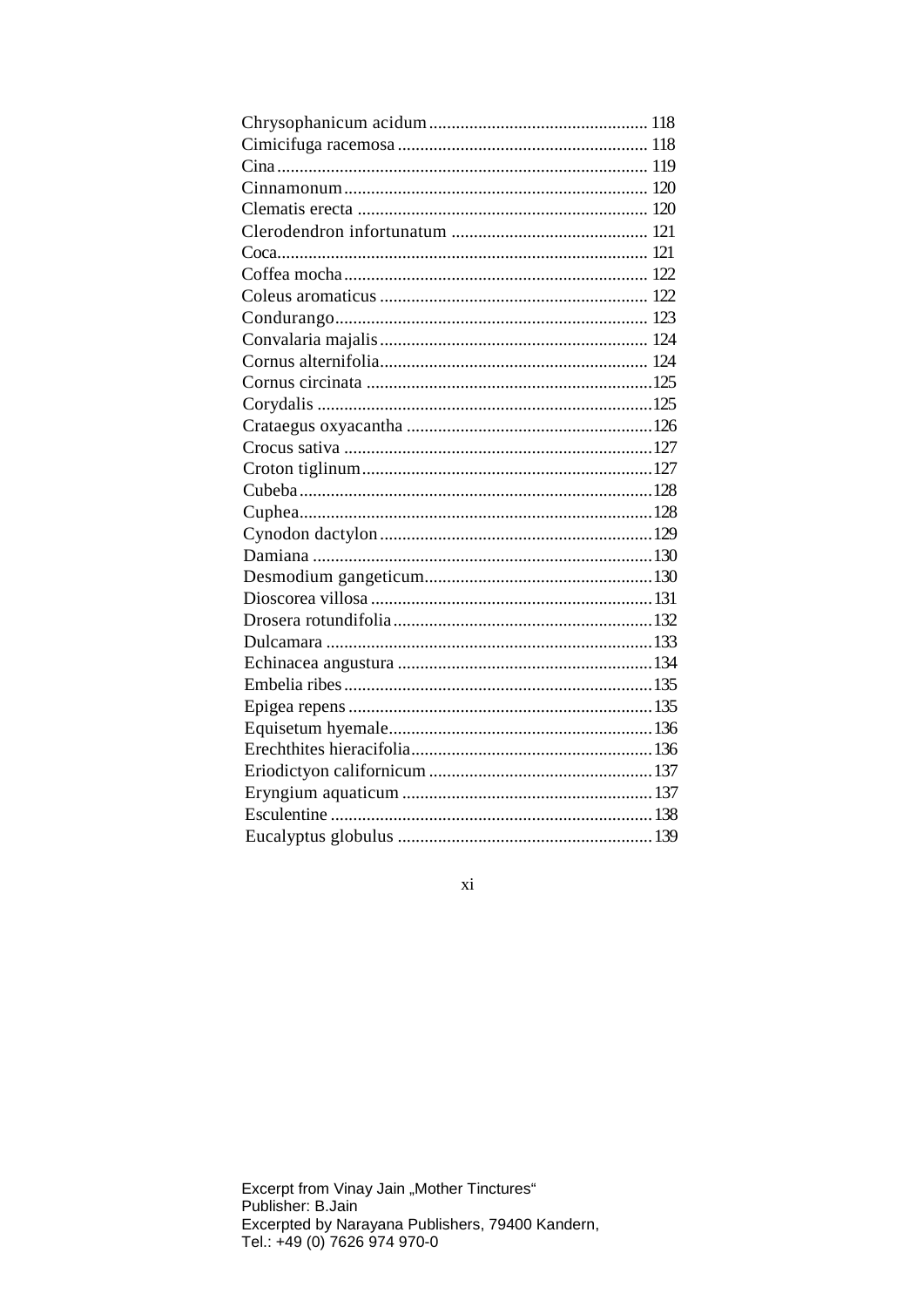Chrysophanicum acidum ................................................ 118
Cimicifuga racemosa ....................................................... 118
Cina ................................................................................. 119
Cinnamonum ................................................................... 120
Clematis erecta ................................................................ 120
Clerodendron infortunatum ............................................ 121
Coca.................................................................................. 121
Coffea mocha ................................................................... 122
Coleus aromaticus ........................................................... 122
Condurango ...................................................................... 123
Convalaria majalis ............................................................ 124
Cornus alternifolia............................................................ 124
Cornus circinata ...............................................................125
Corydalis ..........................................................................125
Crataegus oxyacantha ......................................................126
Crocus sativa ....................................................................127
Croton tiglinum ................................................................127
Cubeba..............................................................................128
Cuphea..............................................................................128
Cynodon dactylon ............................................................129
Damiana ...........................................................................130
Desmodium gangeticum...................................................130
Dioscorea villosa ..............................................................131
Drosera rotundifolia .........................................................132
Dulcamara ........................................................................133
Echinacea angustura ........................................................134
Embelia ribes ....................................................................135
Epigea repens ...................................................................135
Equisetum hyemale...........................................................136
Erechthites hieracifolia......................................................136
Eriodictyon californicum .................................................137
Eryngium aquaticum ........................................................137
Esculentine .......................................................................138
Eucalyptus globulus .........................................................139

Excerpt from Vinay Jain „Mother Tinctures“
Publisher: B.Jain
Excerpted by Narayana Publishers, 79400 Kandern,
Tel.: +49 (0) 7626 974 970-0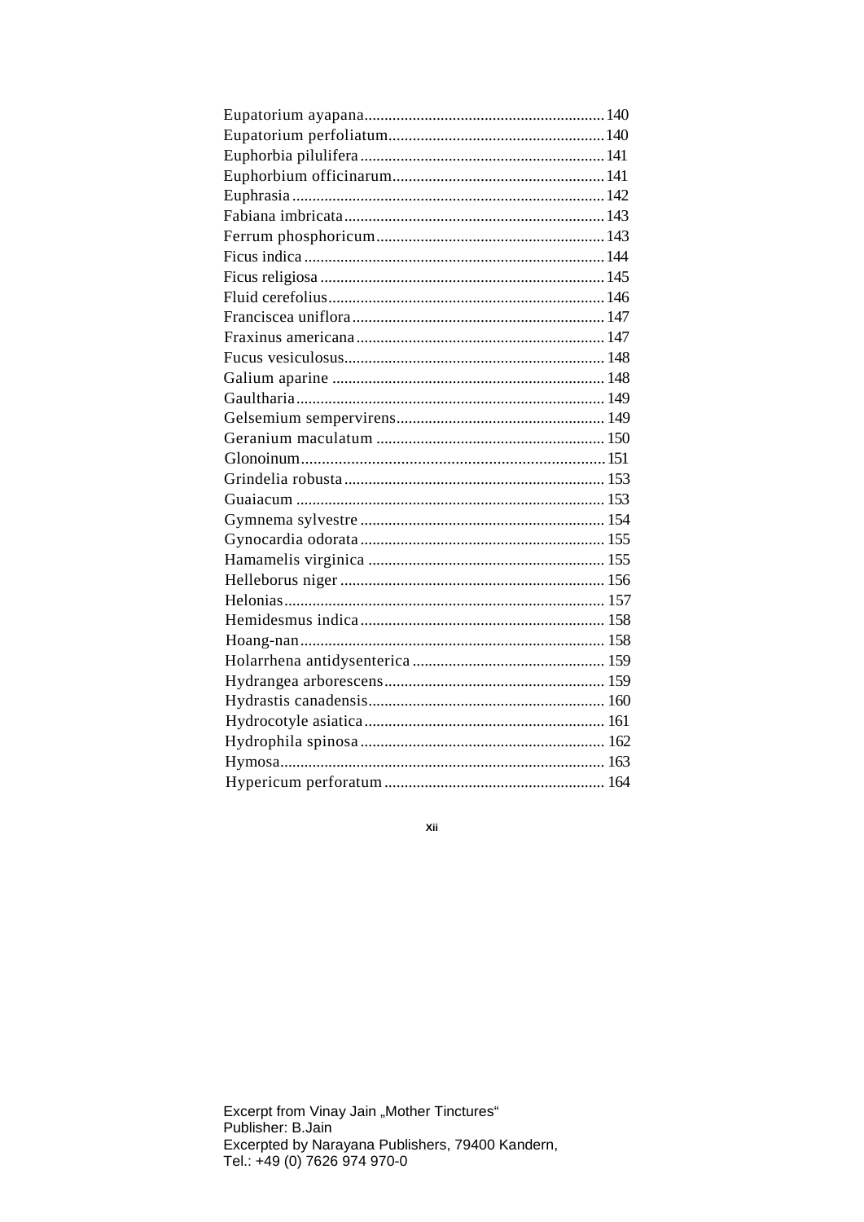Eupatorium ayapana............................................................140
Eupatorium perfoliatum......................................................140
Euphorbia pilulifera.............................................................141
Euphorbium officinarum.....................................................141
Euphrasia..............................................................................142
Fabiana imbricata.................................................................143
Ferrum phosphoricum.........................................................143
Ficus indica...........................................................................144
Ficus religiosa.......................................................................145
Fluid cerefolius.....................................................................146
Franciscea uniflora...............................................................147
Fraxinus americana..............................................................147
Fucus vesiculosus..................................................................148
Galium aparine.....................................................................148
Gaultharia.............................................................................149
Gelsemium sempervirens....................................................149
Geranium maculatum..........................................................150
Glonoinum............................................................................151
Grindelia robusta..................................................................153
Guaiacum..............................................................................153
Gymnema sylvestre..............................................................154
Gynocardia odorata..............................................................155
Hamamelis virginica............................................................155
Helleborus niger...................................................................156
Helonias................................................................................157
Hemidesmus indica..............................................................158
Hoang-nan.............................................................................158
Holarrhena antidysenterica.................................................159
Hydrangea arborescens.......................................................159
Hydrastis canadensis...........................................................160
Hydrocotyle asiatica............................................................161
Hydrophila spinosa..............................................................162
Hymosa.................................................................................163
Hypericum perforatum........................................................164

Excerpt from Vinay Jain „Mother Tinctures“
Publisher: B.Jain
Excerpted by Narayana Publishers, 79400 Kandern,
Tel.: +49 (0) 7626 974 970-0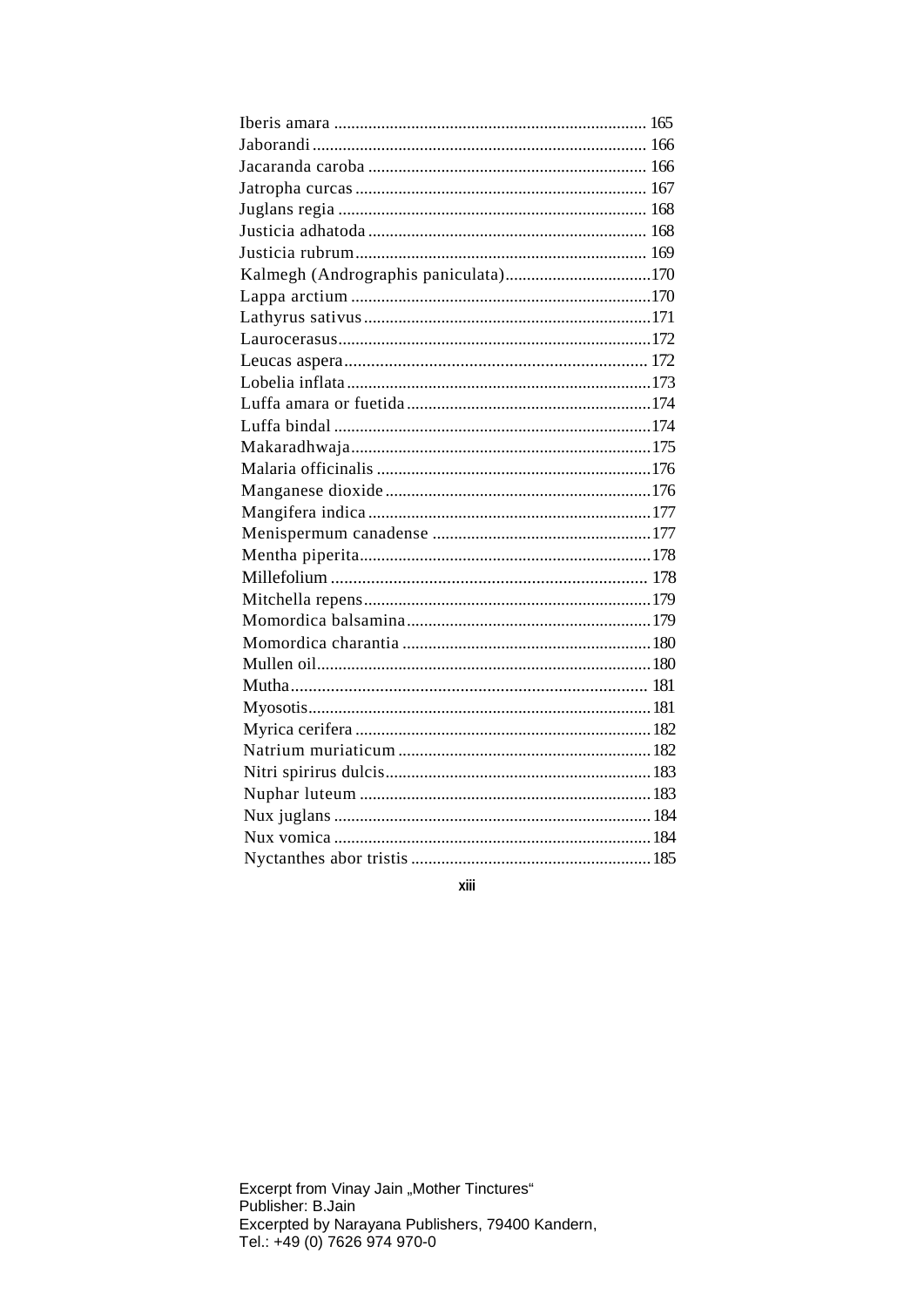Iberis amara ........................................................................ 165
Jaborandi ............................................................................. 166
Jacaranda caroba ................................................................ 166
Jatropha curcas ................................................................... 167
Juglans regia ....................................................................... 168
Justicia adhatoda ................................................................ 168
Justicia rubrum ................................................................... 169
Kalmegh (Andrographis paniculata) .................................. 170
Lappa arctium ..................................................................... 170
Lathyrus sativus .................................................................. 171
Laurocerasus ........................................................................ 172
Leucas aspera ...................................................................... 172
Lobelia inflata ...................................................................... 173
Luffa amara or fuetida ........................................................ 174
Luffa bindal ......................................................................... 174
Makaradhwaja ..................................................................... 175
Malaria officinalis ............................................................... 176
Manganese dioxide ............................................................. 176
Mangifera indica ................................................................. 177
Menispermum canadense .................................................. 177
Mentha piperita ................................................................... 178
Millefolium ........................................................................... 178
Mitchella repens .................................................................. 179
Momordica balsamina ........................................................ 179
Momordica charantia .......................................................... 180
Mullen oil ............................................................................. 180
Mutha ................................................................................... 181
Myosotis ............................................................................... 181
Myrica cerifera .................................................................... 182
Natrium muriaticum ........................................................... 182
Nitri spirirus dulcis ............................................................. 183
Nuphar luteum ..................................................................... 183
Nux juglans .......................................................................... 184
Nux vomica .......................................................................... 184
Nyctanthes abor tristis ........................................................ 185

Excerpt from Vinay Jain „Mother Tinctures“
Publisher: B.Jain
Excerpted by Narayana Publishers, 79400 Kandern,
Tel.: +49 (0) 7626 974 970-0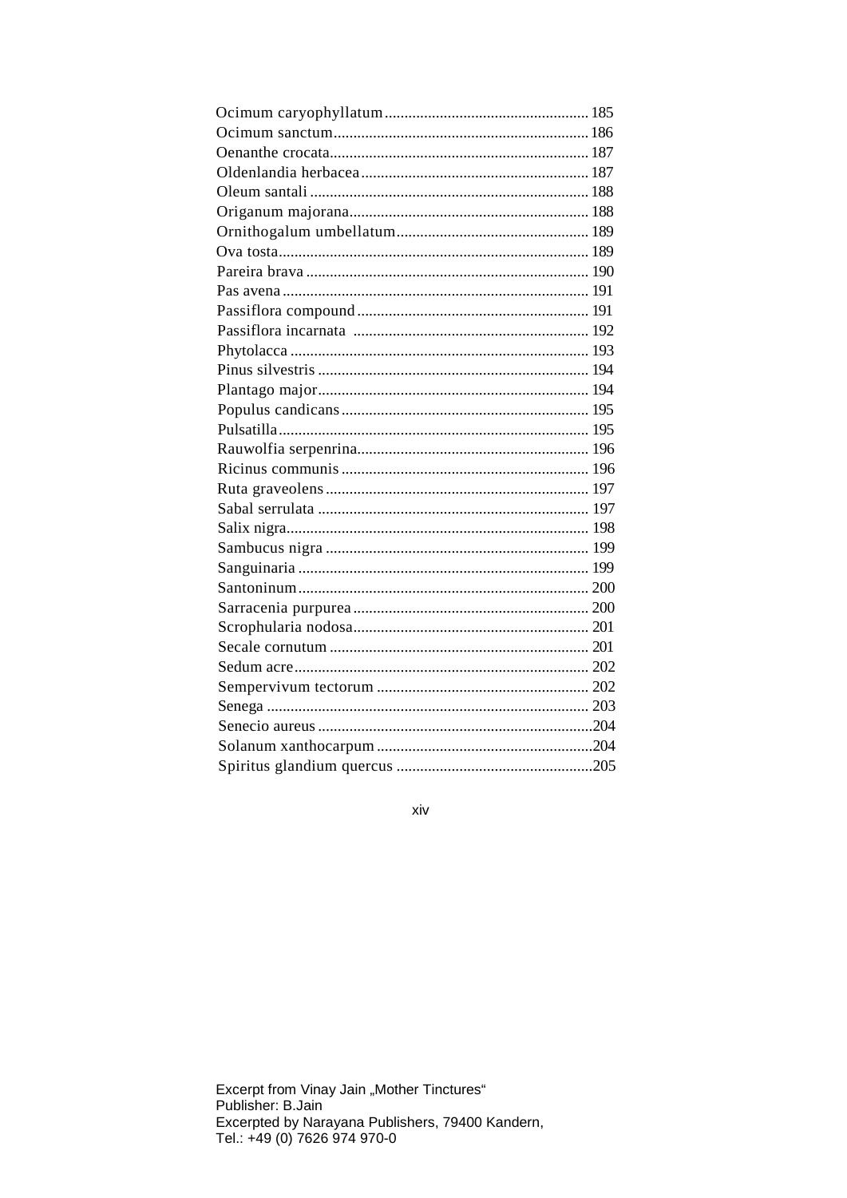Ocimum caryophyllatum .................................................... 185
Ocimum sanctum ............................................................ 186
Oenanthe crocata ............................................................ 187
Oldenlandia herbacea ...................................................... 187
Oleum santali ................................................................... 188
Origanum majorana ......................................................... 188
Ornithogalum umbellatum ............................................... 189
Ova tosta ......................................................................... 189
Pareira brava ................................................................... 190
Pas avena ........................................................................ 191
Passiflora compound ....................................................... 191
Passiflora incarnata ......................................................... 192
Phytolacca ....................................................................... 193
Pinus silvestris ................................................................ 194
Plantago major ................................................................ 194
Populus candicans ........................................................... 195
Pulsatilla .......................................................................... 195
Rauwolfia serpenrina ....................................................... 196
Ricinus communis ........................................................... 196
Ruta graveolens ............................................................... 197
Sabal serrulata ................................................................. 197
Salix nigra ....................................................................... 198
Sambucus nigra ............................................................... 199
Sanguinaria ..................................................................... 199
Santoninum ..................................................................... 200
Sarracenia purpurea ........................................................ 200
Scrophularia nodosa ........................................................ 201
Secale cornutum .............................................................. 201
Sedum acre ...................................................................... 202
Sempervivum tectorum .................................................... 202
Senega ............................................................................. 203
Senecio aureus ................................................................. 204
Solanum xanthocarpum ................................................... 204
Spiritus glandium quercus ............................................... 205

Excerpt from Vinay Jain „Mother Tinctures“
Publisher: B.Jain
Excerpted by Narayana Publishers, 79400 Kandern,
Tel.: +49 (0) 7626 974 970-0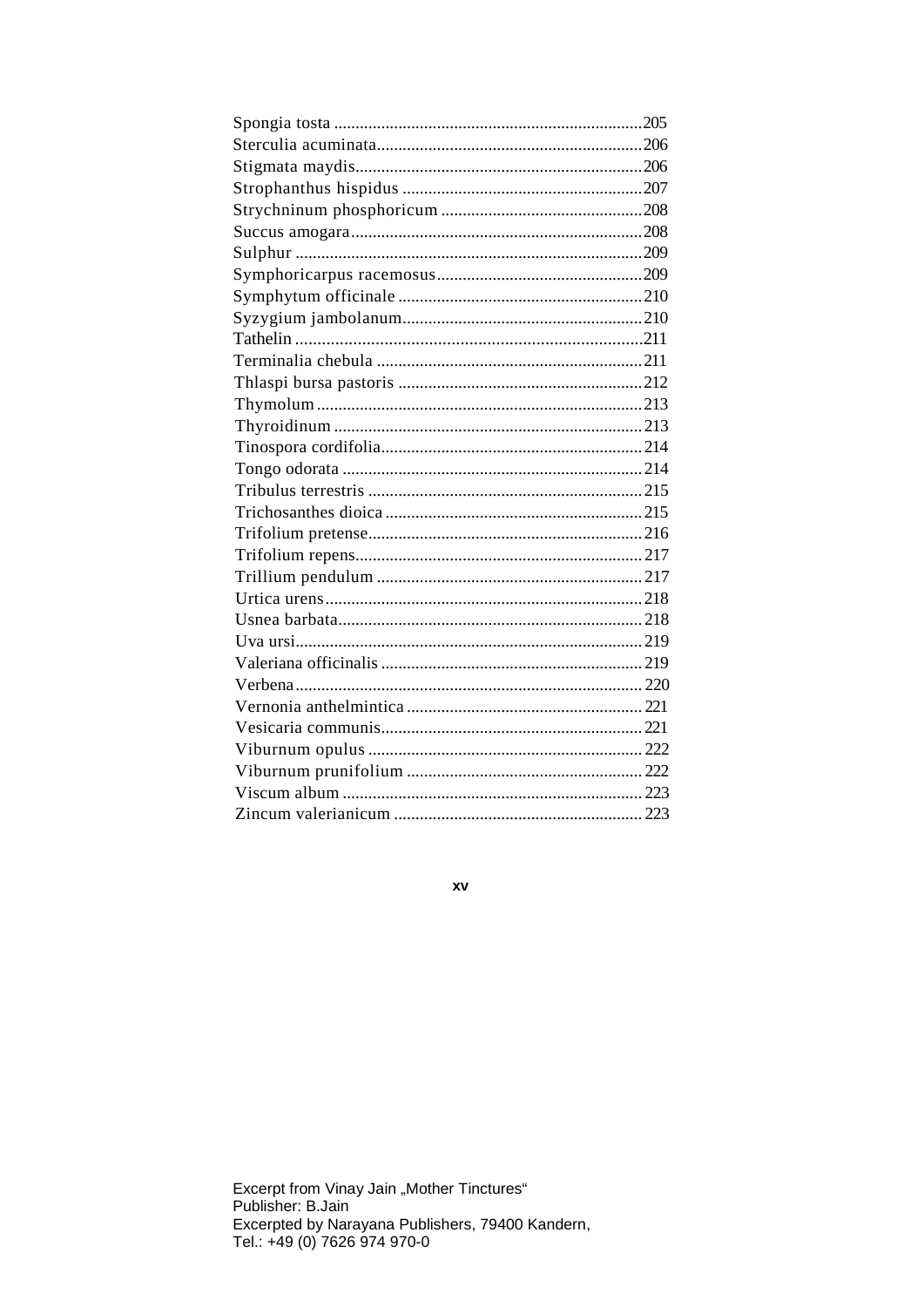Spongia tosta ....................................................................205
Sterculia acuminata...........................................................206
Stigmata maydis..................................................................206
Strophanthus hispidus .......................................................207
Strychninum phosphoricum ..............................................208
Succus amogara..................................................................208
Sulphur ...............................................................................209
Symphoricarpus racemosus...............................................209
Symphytum officinale ........................................................210
Syzygium jambolanum.......................................................210
Tathelin ..............................................................................211
Terminalia chebula .............................................................211
Thlaspi bursa pastoris ........................................................212
Thymolum ..........................................................................213
Thyroidinum ......................................................................213
Tinospora cordifolia............................................................214
Tongo odorata .....................................................................214
Tribulus terrestris ...............................................................215
Trichosanthes dioica ...........................................................215
Trifolium pretense...............................................................216
Trifolium repens..................................................................217
Trillium pendulum .............................................................217
Urtica urens........................................................................218
Usnea barbata.....................................................................218
Uva ursi...............................................................................219
Valeriana officinalis ............................................................219
Verbena...............................................................................220
Vernonia anthelmintica ......................................................221
Vesicaria communis............................................................221
Viburnum opulus ...............................................................222
Viburnum prunifolium ......................................................222
Viscum album ....................................................................223
Zincum valerianicum .........................................................223

Excerpt from Vinay Jain „Mother Tinctures“
Publisher: B.Jain
Excerpted by Narayana Publishers, 79400 Kandern,
Tel.: +49 (0) 7626 974 970-0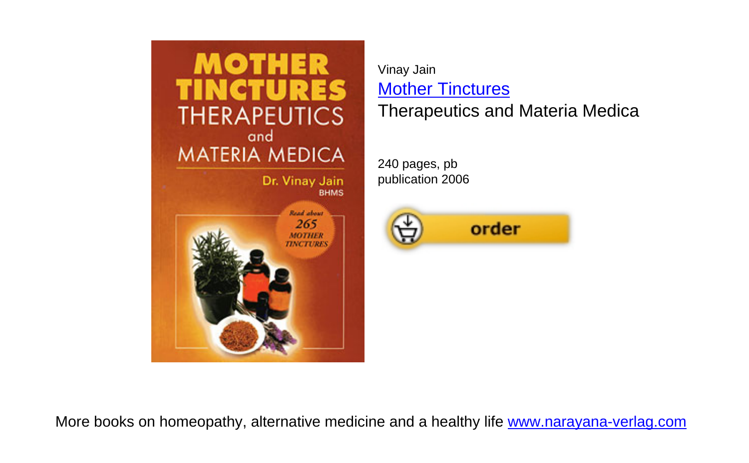Vinay Jain

Mother Tinctures

Therapeutics and Materia Medica

240 pages, pb
publication 2006

order

More books on homeopathy, alternative medicine and a healthy life www.narayana-verlag.com